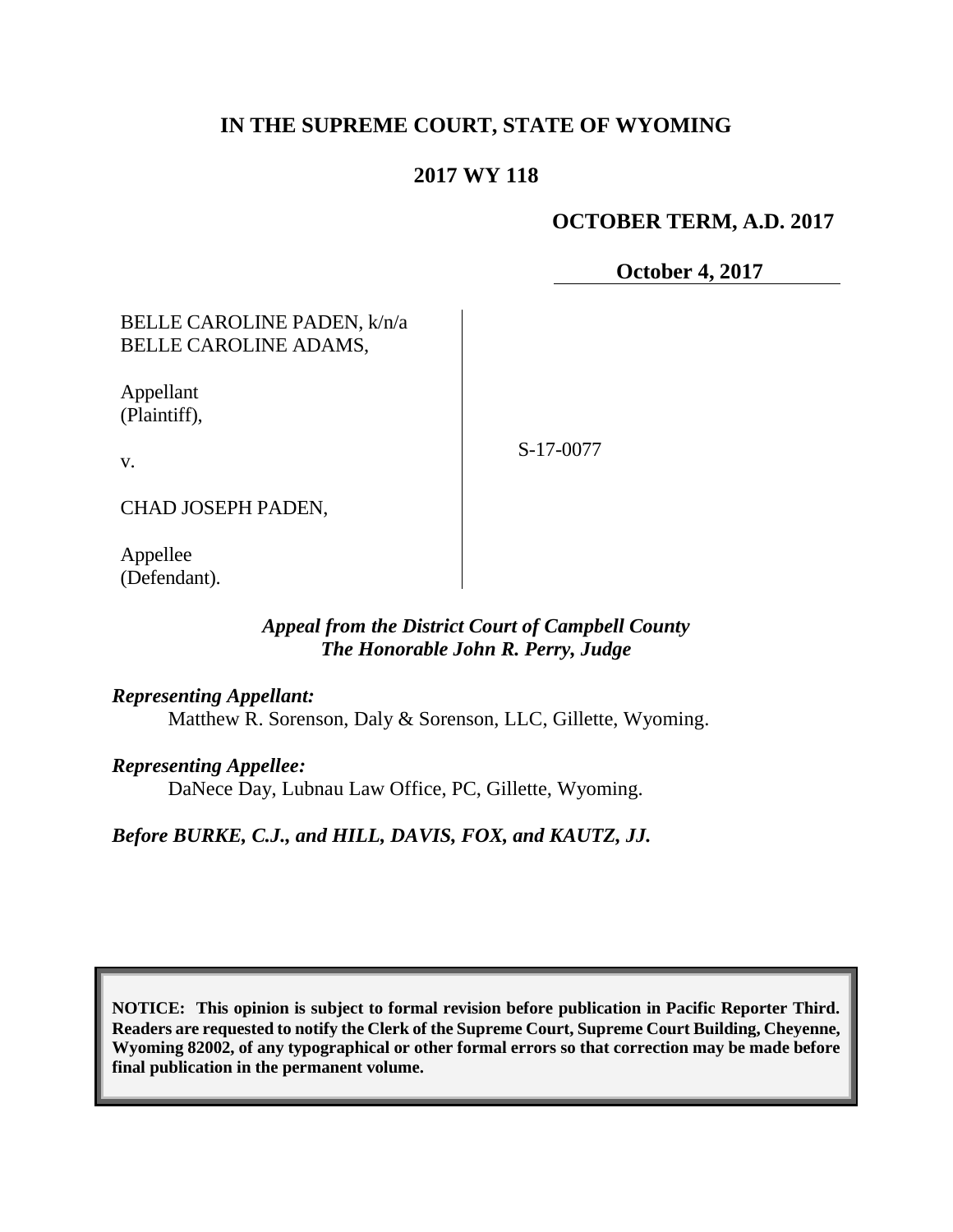# IN THE SUPREME COURT, STATE OF WYOMING

## 2017 WY 118

**OCTOBER TERM, A.D. 2017**

**October 4, 2017**

BELLE CAROLINE PADEN, k/n/a BELLE CAROLINE ADAMS,

Appellant (Plaintiff),

v.

CHAD JOSEPH PADEN,

Appellee (Defendant).

S-17-0077

*Appeal from the District Court of Campbell County*
*The Honorable John R. Perry, Judge*

***Representing Appellant:***
Matthew R. Sorenson, Daly & Sorenson, LLC, Gillette, Wyoming.

***Representing Appellee:***
DaNece Day, Lubnau Law Office, PC, Gillette, Wyoming.

***Before BURKE, C.J., and HILL, DAVIS, FOX, and KAUTZ, JJ.***

**NOTICE: This opinion is subject to formal revision before publication in Pacific Reporter Third. Readers are requested to notify the Clerk of the Supreme Court, Supreme Court Building, Cheyenne, Wyoming 82002, of any typographical or other formal errors so that correction may be made before final publication in the permanent volume.**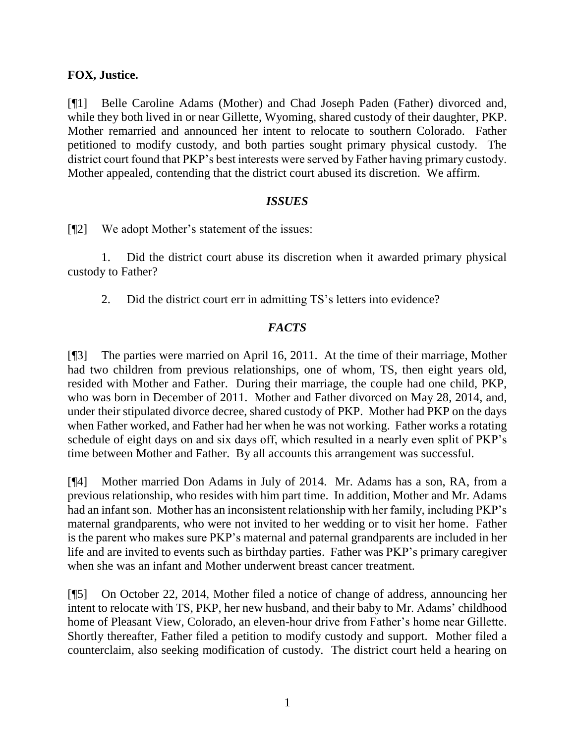**FOX, Justice.**

[¶1] Belle Caroline Adams (Mother) and Chad Joseph Paden (Father) divorced and, while they both lived in or near Gillette, Wyoming, shared custody of their daughter, PKP. Mother remarried and announced her intent to relocate to southern Colorado. Father petitioned to modify custody, and both parties sought primary physical custody. The district court found that PKP's best interests were served by Father having primary custody. Mother appealed, contending that the district court abused its discretion. We affirm.

## *ISSUES*

[¶2] We adopt Mother's statement of the issues:

1. Did the district court abuse its discretion when it awarded primary physical custody to Father?

2. Did the district court err in admitting TS's letters into evidence?

## *FACTS*

[¶3] The parties were married on April 16, 2011. At the time of their marriage, Mother had two children from previous relationships, one of whom, TS, then eight years old, resided with Mother and Father. During their marriage, the couple had one child, PKP, who was born in December of 2011. Mother and Father divorced on May 28, 2014, and, under their stipulated divorce decree, shared custody of PKP. Mother had PKP on the days when Father worked, and Father had her when he was not working. Father works a rotating schedule of eight days on and six days off, which resulted in a nearly even split of PKP's time between Mother and Father. By all accounts this arrangement was successful.

[¶4] Mother married Don Adams in July of 2014. Mr. Adams has a son, RA, from a previous relationship, who resides with him part time. In addition, Mother and Mr. Adams had an infant son. Mother has an inconsistent relationship with her family, including PKP's maternal grandparents, who were not invited to her wedding or to visit her home. Father is the parent who makes sure PKP's maternal and paternal grandparents are included in her life and are invited to events such as birthday parties. Father was PKP's primary caregiver when she was an infant and Mother underwent breast cancer treatment.

[¶5] On October 22, 2014, Mother filed a notice of change of address, announcing her intent to relocate with TS, PKP, her new husband, and their baby to Mr. Adams' childhood home of Pleasant View, Colorado, an eleven-hour drive from Father's home near Gillette. Shortly thereafter, Father filed a petition to modify custody and support. Mother filed a counterclaim, also seeking modification of custody. The district court held a hearing on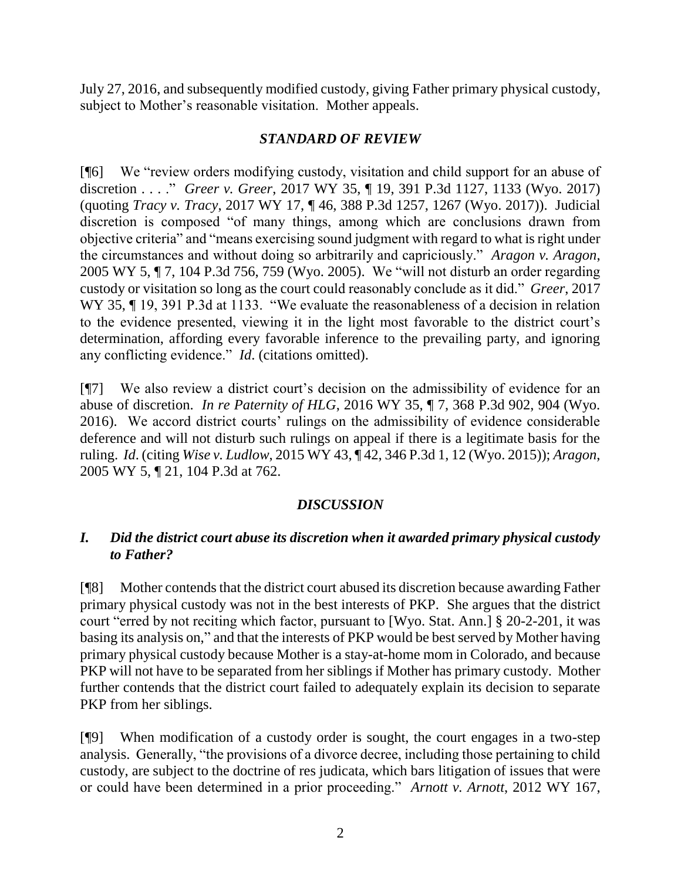July 27, 2016, and subsequently modified custody, giving Father primary physical custody, subject to Mother's reasonable visitation. Mother appeals.

## *STANDARD OF REVIEW*

[¶6] We "review orders modifying custody, visitation and child support for an abuse of discretion . . . ." *Greer v. Greer*, 2017 WY 35, ¶ 19, 391 P.3d 1127, 1133 (Wyo. 2017) (quoting *Tracy v. Tracy*, 2017 WY 17, ¶ 46, 388 P.3d 1257, 1267 (Wyo. 2017)). Judicial discretion is composed "of many things, among which are conclusions drawn from objective criteria" and "means exercising sound judgment with regard to what is right under the circumstances and without doing so arbitrarily and capriciously." *Aragon v. Aragon*, 2005 WY 5, ¶ 7, 104 P.3d 756, 759 (Wyo. 2005). We "will not disturb an order regarding custody or visitation so long as the court could reasonably conclude as it did." *Greer*, 2017 WY 35, ¶ 19, 391 P.3d at 1133. "We evaluate the reasonableness of a decision in relation to the evidence presented, viewing it in the light most favorable to the district court's determination, affording every favorable inference to the prevailing party, and ignoring any conflicting evidence." *Id*. (citations omitted).

[¶7] We also review a district court's decision on the admissibility of evidence for an abuse of discretion. *In re Paternity of HLG*, 2016 WY 35, ¶ 7, 368 P.3d 902, 904 (Wyo. 2016). We accord district courts' rulings on the admissibility of evidence considerable deference and will not disturb such rulings on appeal if there is a legitimate basis for the ruling. *Id*. (citing *Wise v. Ludlow*, 2015 WY 43, ¶ 42, 346 P.3d 1, 12 (Wyo. 2015)); *Aragon*, 2005 WY 5, ¶ 21, 104 P.3d at 762.

## *DISCUSSION*

### *I. Did the district court abuse its discretion when it awarded primary physical custody to Father?*

[¶8] Mother contends that the district court abused its discretion because awarding Father primary physical custody was not in the best interests of PKP. She argues that the district court "erred by not reciting which factor, pursuant to [Wyo. Stat. Ann.] § 20-2-201, it was basing its analysis on," and that the interests of PKP would be best served by Mother having primary physical custody because Mother is a stay-at-home mom in Colorado, and because PKP will not have to be separated from her siblings if Mother has primary custody. Mother further contends that the district court failed to adequately explain its decision to separate PKP from her siblings.

[¶9] When modification of a custody order is sought, the court engages in a two-step analysis. Generally, "the provisions of a divorce decree, including those pertaining to child custody, are subject to the doctrine of res judicata, which bars litigation of issues that were or could have been determined in a prior proceeding." *Arnott v. Arnott*, 2012 WY 167,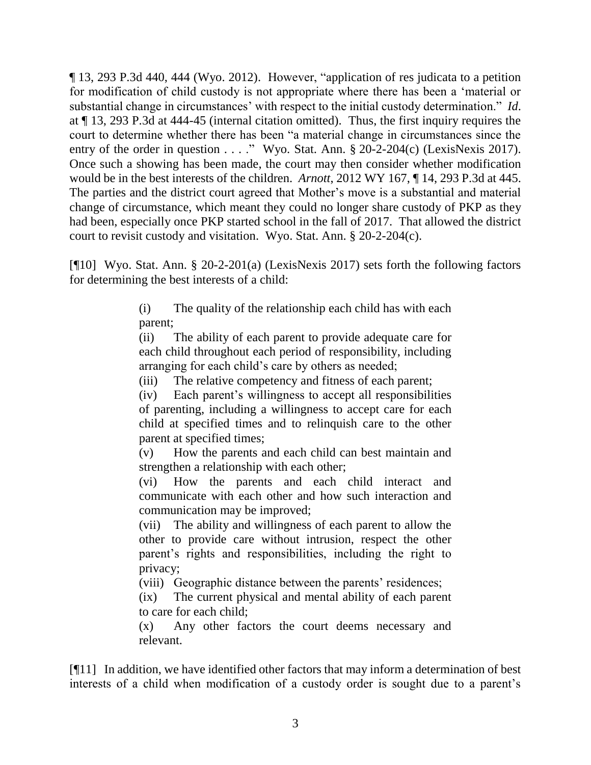¶ 13, 293 P.3d 440, 444 (Wyo. 2012). However, "application of res judicata to a petition for modification of child custody is not appropriate where there has been a 'material or substantial change in circumstances' with respect to the initial custody determination." *Id*. at ¶ 13, 293 P.3d at 444-45 (internal citation omitted). Thus, the first inquiry requires the court to determine whether there has been "a material change in circumstances since the entry of the order in question . . . ." Wyo. Stat. Ann. § 20-2-204(c) (LexisNexis 2017). Once such a showing has been made, the court may then consider whether modification would be in the best interests of the children. *Arnott*, 2012 WY 167, ¶ 14, 293 P.3d at 445. The parties and the district court agreed that Mother's move is a substantial and material change of circumstance, which meant they could no longer share custody of PKP as they had been, especially once PKP started school in the fall of 2017. That allowed the district court to revisit custody and visitation. Wyo. Stat. Ann. § 20-2-204(c).

[¶10] Wyo. Stat. Ann. § 20-2-201(a) (LexisNexis 2017) sets forth the following factors for determining the best interests of a child:

> (i) The quality of the relationship each child has with each parent;
>
> (ii) The ability of each parent to provide adequate care for each child throughout each period of responsibility, including arranging for each child's care by others as needed;
>
> (iii) The relative competency and fitness of each parent;
>
> (iv) Each parent's willingness to accept all responsibilities of parenting, including a willingness to accept care for each child at specified times and to relinquish care to the other parent at specified times;
>
> (v) How the parents and each child can best maintain and strengthen a relationship with each other;
>
> (vi) How the parents and each child interact and communicate with each other and how such interaction and communication may be improved;
>
> (vii) The ability and willingness of each parent to allow the other to provide care without intrusion, respect the other parent's rights and responsibilities, including the right to privacy;
>
> (viii) Geographic distance between the parents' residences;
>
> (ix) The current physical and mental ability of each parent to care for each child;
>
> (x) Any other factors the court deems necessary and relevant.

[¶11] In addition, we have identified other factors that may inform a determination of best interests of a child when modification of a custody order is sought due to a parent's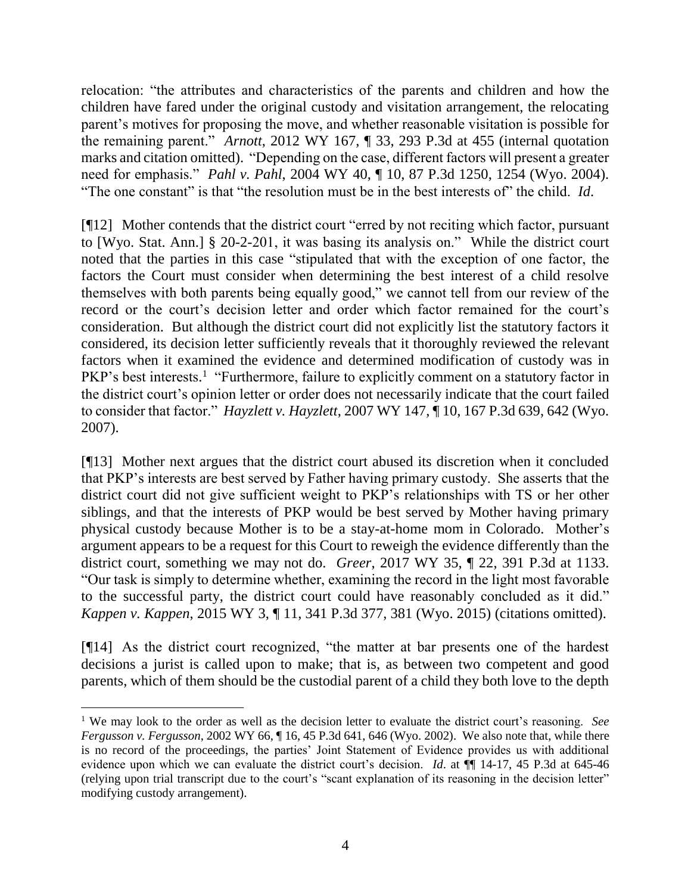relocation: "the attributes and characteristics of the parents and children and how the children have fared under the original custody and visitation arrangement, the relocating parent's motives for proposing the move, and whether reasonable visitation is possible for the remaining parent." *Arnott*, 2012 WY 167, ¶ 33, 293 P.3d at 455 (internal quotation marks and citation omitted). "Depending on the case, different factors will present a greater need for emphasis." *Pahl v. Pahl*, 2004 WY 40, ¶ 10, 87 P.3d 1250, 1254 (Wyo. 2004). "The one constant" is that "the resolution must be in the best interests of" the child. *Id*.

[¶12] Mother contends that the district court "erred by not reciting which factor, pursuant to [Wyo. Stat. Ann.] § 20-2-201, it was basing its analysis on." While the district court noted that the parties in this case "stipulated that with the exception of one factor, the factors the Court must consider when determining the best interest of a child resolve themselves with both parents being equally good," we cannot tell from our review of the record or the court's decision letter and order which factor remained for the court's consideration. But although the district court did not explicitly list the statutory factors it considered, its decision letter sufficiently reveals that it thoroughly reviewed the relevant factors when it examined the evidence and determined modification of custody was in PKP's best interests.[1] "Furthermore, failure to explicitly comment on a statutory factor in the district court's opinion letter or order does not necessarily indicate that the court failed to consider that factor." *Hayzlett v. Hayzlett*, 2007 WY 147, ¶ 10, 167 P.3d 639, 642 (Wyo. 2007).

[¶13] Mother next argues that the district court abused its discretion when it concluded that PKP's interests are best served by Father having primary custody. She asserts that the district court did not give sufficient weight to PKP's relationships with TS or her other siblings, and that the interests of PKP would be best served by Mother having primary physical custody because Mother is to be a stay-at-home mom in Colorado. Mother's argument appears to be a request for this Court to reweigh the evidence differently than the district court, something we may not do. *Greer*, 2017 WY 35, ¶ 22, 391 P.3d at 1133. "Our task is simply to determine whether, examining the record in the light most favorable to the successful party, the district court could have reasonably concluded as it did." *Kappen v. Kappen*, 2015 WY 3, ¶ 11, 341 P.3d 377, 381 (Wyo. 2015) (citations omitted).

[¶14] As the district court recognized, "the matter at bar presents one of the hardest decisions a jurist is called upon to make; that is, as between two competent and good parents, which of them should be the custodial parent of a child they both love to the depth

---

[1] We may look to the order as well as the decision letter to evaluate the district court's reasoning. *See Fergusson v. Fergusson*, 2002 WY 66, ¶ 16, 45 P.3d 641, 646 (Wyo. 2002). We also note that, while there is no record of the proceedings, the parties' Joint Statement of Evidence provides us with additional evidence upon which we can evaluate the district court's decision. *Id*. at ¶¶ 14-17, 45 P.3d at 645-46 (relying upon trial transcript due to the court's "scant explanation of its reasoning in the decision letter" modifying custody arrangement).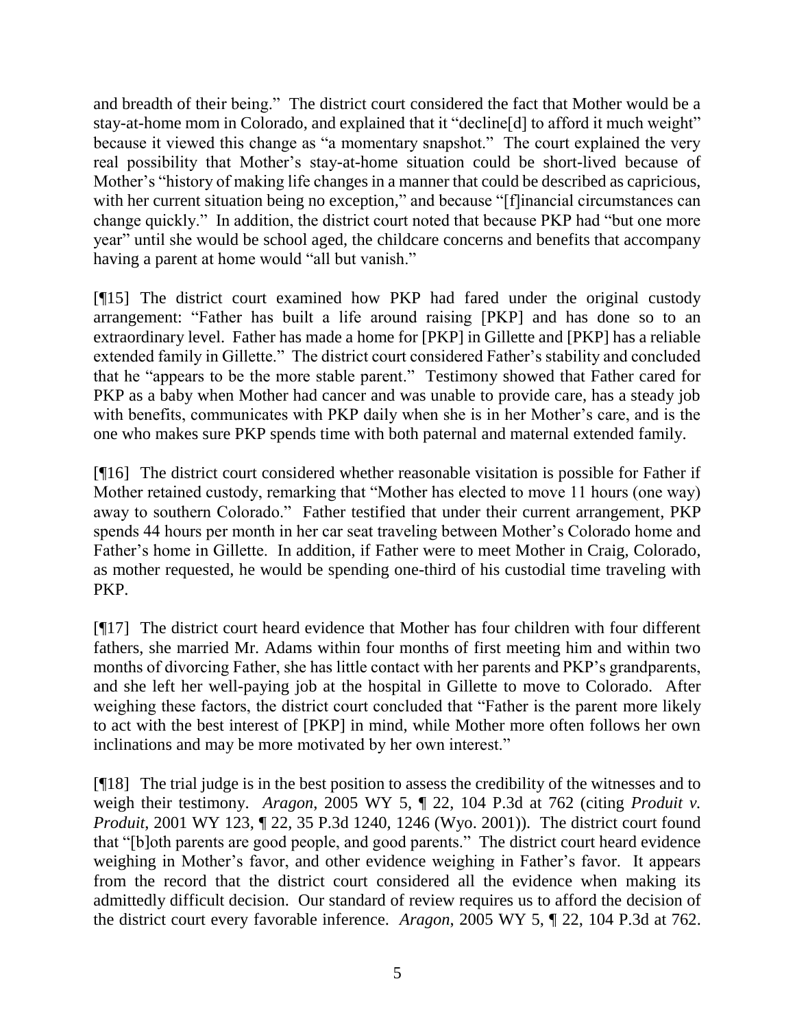and breadth of their being." The district court considered the fact that Mother would be a stay-at-home mom in Colorado, and explained that it "decline[d] to afford it much weight" because it viewed this change as "a momentary snapshot." The court explained the very real possibility that Mother's stay-at-home situation could be short-lived because of Mother's "history of making life changes in a manner that could be described as capricious, with her current situation being no exception," and because "[f]inancial circumstances can change quickly." In addition, the district court noted that because PKP had "but one more year" until she would be school aged, the childcare concerns and benefits that accompany having a parent at home would "all but vanish."

[¶15] The district court examined how PKP had fared under the original custody arrangement: "Father has built a life around raising [PKP] and has done so to an extraordinary level. Father has made a home for [PKP] in Gillette and [PKP] has a reliable extended family in Gillette." The district court considered Father's stability and concluded that he "appears to be the more stable parent." Testimony showed that Father cared for PKP as a baby when Mother had cancer and was unable to provide care, has a steady job with benefits, communicates with PKP daily when she is in her Mother's care, and is the one who makes sure PKP spends time with both paternal and maternal extended family.

[¶16] The district court considered whether reasonable visitation is possible for Father if Mother retained custody, remarking that "Mother has elected to move 11 hours (one way) away to southern Colorado." Father testified that under their current arrangement, PKP spends 44 hours per month in her car seat traveling between Mother's Colorado home and Father's home in Gillette. In addition, if Father were to meet Mother in Craig, Colorado, as mother requested, he would be spending one-third of his custodial time traveling with PKP.

[¶17] The district court heard evidence that Mother has four children with four different fathers, she married Mr. Adams within four months of first meeting him and within two months of divorcing Father, she has little contact with her parents and PKP's grandparents, and she left her well-paying job at the hospital in Gillette to move to Colorado. After weighing these factors, the district court concluded that "Father is the parent more likely to act with the best interest of [PKP] in mind, while Mother more often follows her own inclinations and may be more motivated by her own interest."

[¶18] The trial judge is in the best position to assess the credibility of the witnesses and to weigh their testimony. *Aragon*, 2005 WY 5, ¶ 22, 104 P.3d at 762 (citing *Produit v. Produit*, 2001 WY 123, ¶ 22, 35 P.3d 1240, 1246 (Wyo. 2001)). The district court found that "[b]oth parents are good people, and good parents." The district court heard evidence weighing in Mother's favor, and other evidence weighing in Father's favor. It appears from the record that the district court considered all the evidence when making its admittedly difficult decision. Our standard of review requires us to afford the decision of the district court every favorable inference. *Aragon*, 2005 WY 5, ¶ 22, 104 P.3d at 762.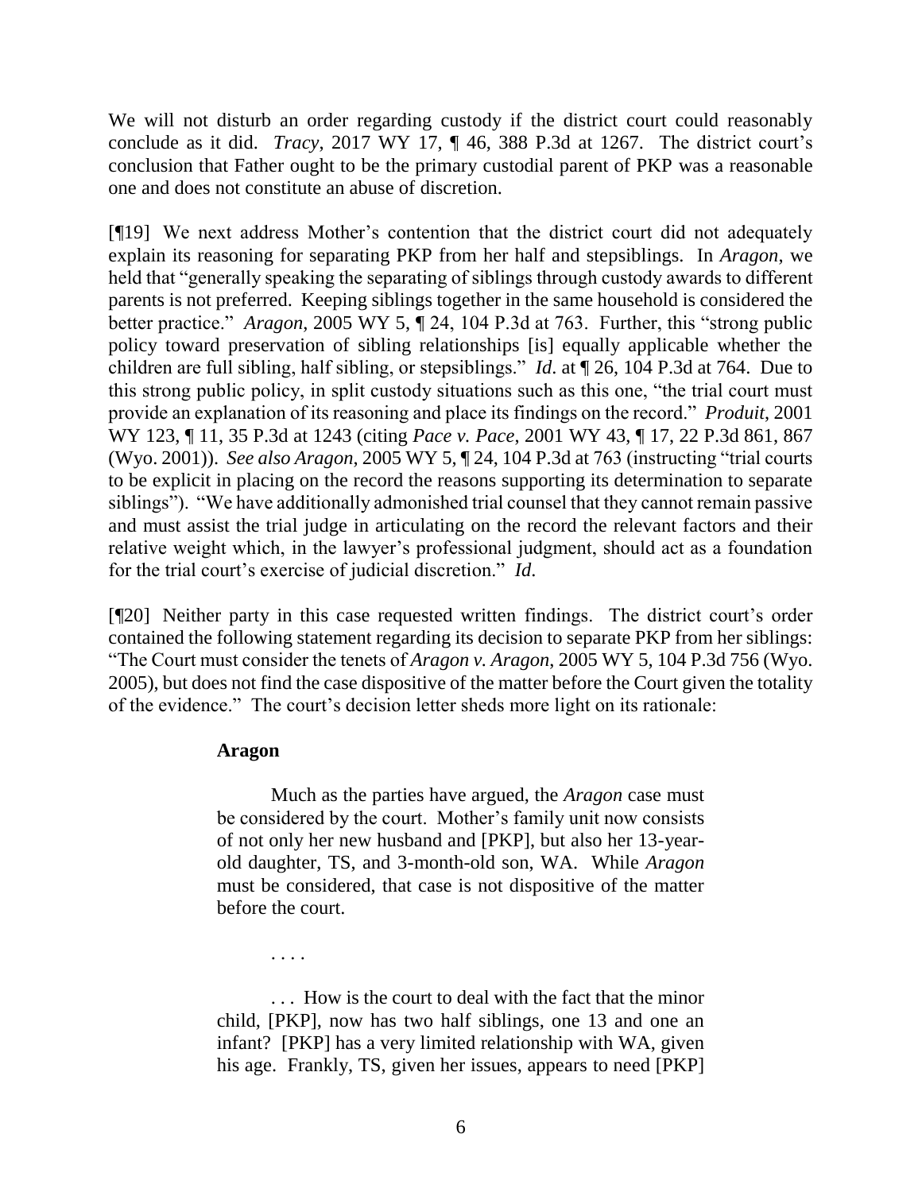We will not disturb an order regarding custody if the district court could reasonably conclude as it did. *Tracy*, 2017 WY 17, ¶ 46, 388 P.3d at 1267. The district court's conclusion that Father ought to be the primary custodial parent of PKP was a reasonable one and does not constitute an abuse of discretion.

[¶19] We next address Mother's contention that the district court did not adequately explain its reasoning for separating PKP from her half and stepsiblings. In *Aragon*, we held that "generally speaking the separating of siblings through custody awards to different parents is not preferred. Keeping siblings together in the same household is considered the better practice." *Aragon*, 2005 WY 5, ¶ 24, 104 P.3d at 763. Further, this "strong public policy toward preservation of sibling relationships [is] equally applicable whether the children are full sibling, half sibling, or stepsiblings." *Id*. at ¶ 26, 104 P.3d at 764. Due to this strong public policy, in split custody situations such as this one, "the trial court must provide an explanation of its reasoning and place its findings on the record." *Produit*, 2001 WY 123, ¶ 11, 35 P.3d at 1243 (citing *Pace v. Pace*, 2001 WY 43, ¶ 17, 22 P.3d 861, 867 (Wyo. 2001)). *See also Aragon*, 2005 WY 5, ¶ 24, 104 P.3d at 763 (instructing "trial courts to be explicit in placing on the record the reasons supporting its determination to separate siblings"). "We have additionally admonished trial counsel that they cannot remain passive and must assist the trial judge in articulating on the record the relevant factors and their relative weight which, in the lawyer's professional judgment, should act as a foundation for the trial court's exercise of judicial discretion." *Id*.

[¶20] Neither party in this case requested written findings. The district court's order contained the following statement regarding its decision to separate PKP from her siblings: "The Court must consider the tenets of *Aragon v. Aragon*, 2005 WY 5, 104 P.3d 756 (Wyo. 2005), but does not find the case dispositive of the matter before the Court given the totality of the evidence." The court's decision letter sheds more light on its rationale:

> **Aragon**
>
> Much as the parties have argued, the *Aragon* case must be considered by the court. Mother's family unit now consists of not only her new husband and [PKP], but also her 13-year-old daughter, TS, and 3-month-old son, WA. While *Aragon* must be considered, that case is not dispositive of the matter before the court.
>
> . . . .
>
> . . . How is the court to deal with the fact that the minor child, [PKP], now has two half siblings, one 13 and one an infant? [PKP] has a very limited relationship with WA, given his age. Frankly, TS, given her issues, appears to need [PKP]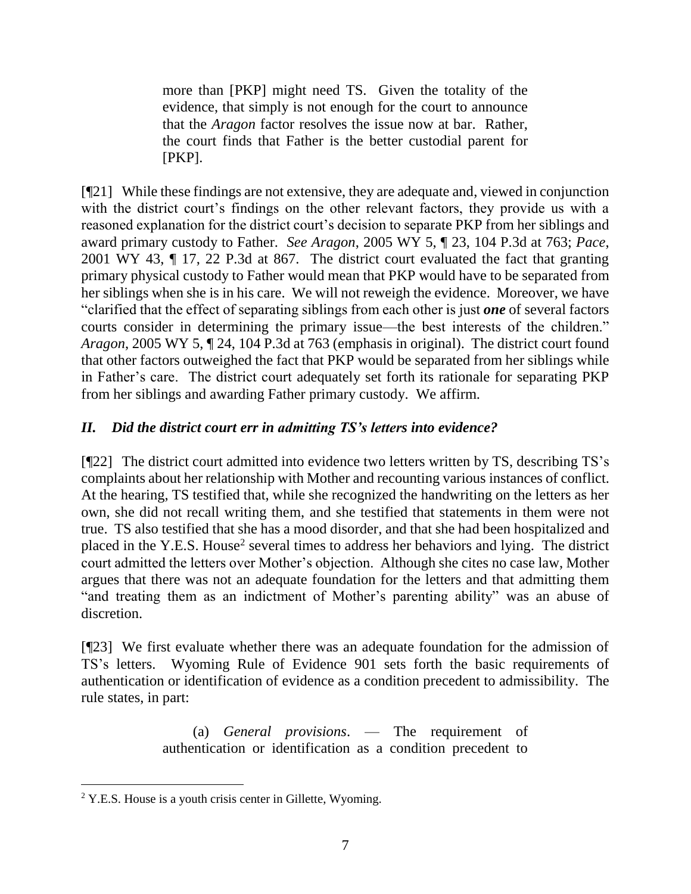> more than [PKP] might need TS. Given the totality of the evidence, that simply is not enough for the court to announce that the *Aragon* factor resolves the issue now at bar. Rather, the court finds that Father is the better custodial parent for [PKP].

[¶21] While these findings are not extensive, they are adequate and, viewed in conjunction with the district court's findings on the other relevant factors, they provide us with a reasoned explanation for the district court's decision to separate PKP from her siblings and award primary custody to Father. *See Aragon*, 2005 WY 5, ¶ 23, 104 P.3d at 763; *Pace*, 2001 WY 43, ¶ 17, 22 P.3d at 867. The district court evaluated the fact that granting primary physical custody to Father would mean that PKP would have to be separated from her siblings when she is in his care. We will not reweigh the evidence. Moreover, we have "clarified that the effect of separating siblings from each other is just ***one*** of several factors courts consider in determining the primary issue—the best interests of the children." *Aragon*, 2005 WY 5, ¶ 24, 104 P.3d at 763 (emphasis in original). The district court found that other factors outweighed the fact that PKP would be separated from her siblings while in Father's care. The district court adequately set forth its rationale for separating PKP from her siblings and awarding Father primary custody. We affirm.

### *II. Did the district court err in admitting TS's letters into evidence?*

[¶22] The district court admitted into evidence two letters written by TS, describing TS's complaints about her relationship with Mother and recounting various instances of conflict. At the hearing, TS testified that, while she recognized the handwriting on the letters as her own, she did not recall writing them, and she testified that statements in them were not true. TS also testified that she has a mood disorder, and that she had been hospitalized and placed in the Y.E.S. House[2] several times to address her behaviors and lying. The district court admitted the letters over Mother's objection. Although she cites no case law, Mother argues that there was not an adequate foundation for the letters and that admitting them "and treating them as an indictment of Mother's parenting ability" was an abuse of discretion.

[¶23] We first evaluate whether there was an adequate foundation for the admission of TS's letters. Wyoming Rule of Evidence 901 sets forth the basic requirements of authentication or identification of evidence as a condition precedent to admissibility. The rule states, in part:

> (a) *General provisions*. — The requirement of authentication or identification as a condition precedent to

---

[2] Y.E.S. House is a youth crisis center in Gillette, Wyoming.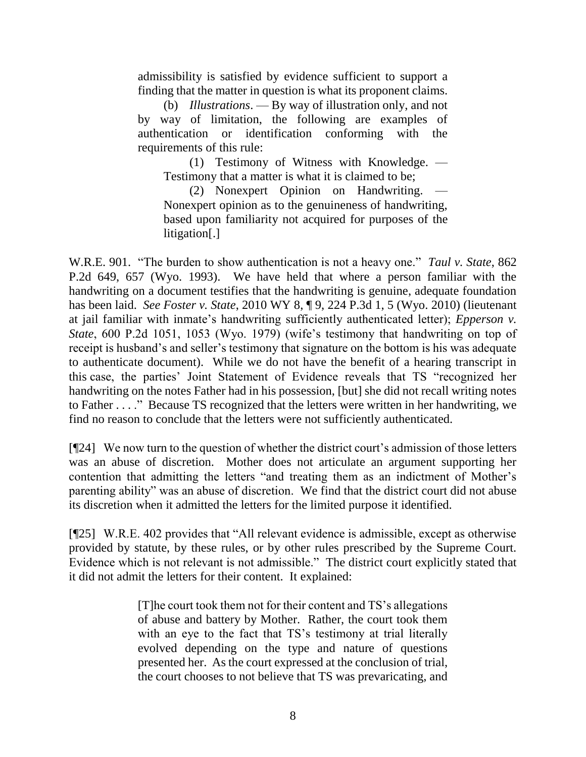> admissibility is satisfied by evidence sufficient to support a finding that the matter in question is what its proponent claims.
>
> (b) *Illustrations*. — By way of illustration only, and not by way of limitation, the following are examples of authentication or identification conforming with the requirements of this rule:
>
> (1) Testimony of Witness with Knowledge. — Testimony that a matter is what it is claimed to be;
>
> (2) Nonexpert Opinion on Handwriting. — Nonexpert opinion as to the genuineness of handwriting, based upon familiarity not acquired for purposes of the litigation[.]

W.R.E. 901. "The burden to show authentication is not a heavy one." *Taul v. State*, 862 P.2d 649, 657 (Wyo. 1993). We have held that where a person familiar with the handwriting on a document testifies that the handwriting is genuine, adequate foundation has been laid. *See Foster v. State*, 2010 WY 8, ¶ 9, 224 P.3d 1, 5 (Wyo. 2010) (lieutenant at jail familiar with inmate's handwriting sufficiently authenticated letter); *Epperson v. State*, 600 P.2d 1051, 1053 (Wyo. 1979) (wife's testimony that handwriting on top of receipt is husband's and seller's testimony that signature on the bottom is his was adequate to authenticate document). While we do not have the benefit of a hearing transcript in this case, the parties' Joint Statement of Evidence reveals that TS "recognized her handwriting on the notes Father had in his possession, [but] she did not recall writing notes to Father . . . ." Because TS recognized that the letters were written in her handwriting, we find no reason to conclude that the letters were not sufficiently authenticated.

[¶24] We now turn to the question of whether the district court's admission of those letters was an abuse of discretion. Mother does not articulate an argument supporting her contention that admitting the letters "and treating them as an indictment of Mother's parenting ability" was an abuse of discretion. We find that the district court did not abuse its discretion when it admitted the letters for the limited purpose it identified.

[¶25] W.R.E. 402 provides that "All relevant evidence is admissible, except as otherwise provided by statute, by these rules, or by other rules prescribed by the Supreme Court. Evidence which is not relevant is not admissible." The district court explicitly stated that it did not admit the letters for their content. It explained:

> [T]he court took them not for their content and TS's allegations of abuse and battery by Mother. Rather, the court took them with an eye to the fact that TS's testimony at trial literally evolved depending on the type and nature of questions presented her. As the court expressed at the conclusion of trial, the court chooses to not believe that TS was prevaricating, and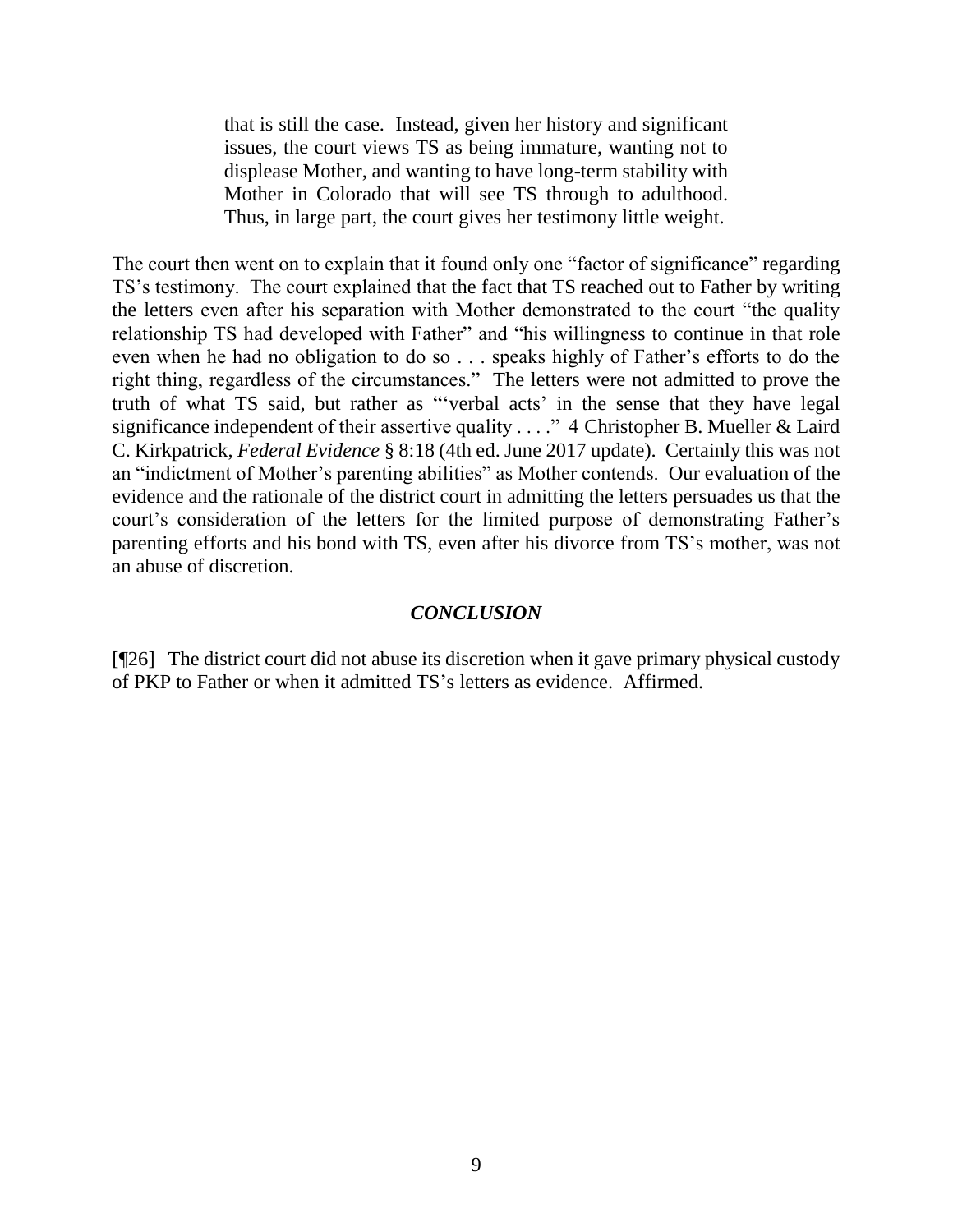> that is still the case. Instead, given her history and significant issues, the court views TS as being immature, wanting not to displease Mother, and wanting to have long-term stability with Mother in Colorado that will see TS through to adulthood. Thus, in large part, the court gives her testimony little weight.

The court then went on to explain that it found only one "factor of significance" regarding TS's testimony. The court explained that the fact that TS reached out to Father by writing the letters even after his separation with Mother demonstrated to the court "the quality relationship TS had developed with Father" and "his willingness to continue in that role even when he had no obligation to do so . . . speaks highly of Father's efforts to do the right thing, regardless of the circumstances." The letters were not admitted to prove the truth of what TS said, but rather as "'verbal acts' in the sense that they have legal significance independent of their assertive quality . . . ." 4 Christopher B. Mueller & Laird C. Kirkpatrick, *Federal Evidence* § 8:18 (4th ed. June 2017 update). Certainly this was not an "indictment of Mother's parenting abilities" as Mother contends. Our evaluation of the evidence and the rationale of the district court in admitting the letters persuades us that the court's consideration of the letters for the limited purpose of demonstrating Father's parenting efforts and his bond with TS, even after his divorce from TS's mother, was not an abuse of discretion.

## *CONCLUSION*

[¶26] The district court did not abuse its discretion when it gave primary physical custody of PKP to Father or when it admitted TS's letters as evidence. Affirmed.